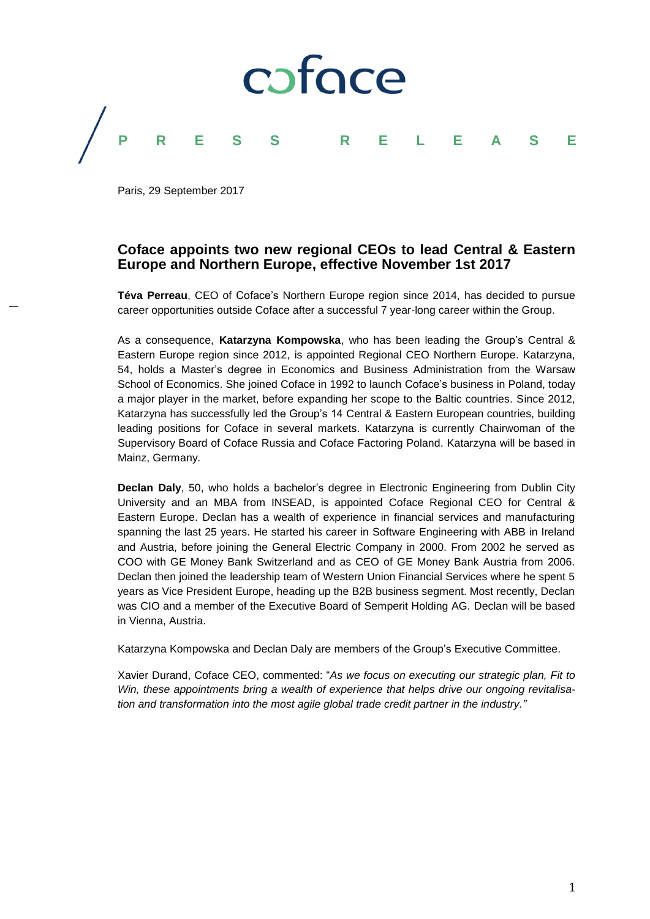coface

P R E S S R E L E A S E

Paris, 29 September 2017

# Coface appoints two new regional CEOs to lead Central & Eastern Europe and Northern Europe, effective November 1st 2017

**Téva Perreau**, CEO of Coface's Northern Europe region since 2014, has decided to pursue career opportunities outside Coface after a successful 7 year-long career within the Group.

As a consequence, **Katarzyna Kompowska**, who has been leading the Group's Central & Eastern Europe region since 2012, is appointed Regional CEO Northern Europe. Katarzyna, 54, holds a Master's degree in Economics and Business Administration from the Warsaw School of Economics. She joined Coface in 1992 to launch Coface's business in Poland, today a major player in the market, before expanding her scope to the Baltic countries. Since 2012, Katarzyna has successfully led the Group's 14 Central & Eastern European countries, building leading positions for Coface in several markets. Katarzyna is currently Chairwoman of the Supervisory Board of Coface Russia and Coface Factoring Poland. Katarzyna will be based in Mainz, Germany.

**Declan Daly**, 50, who holds a bachelor's degree in Electronic Engineering from Dublin City University and an MBA from INSEAD, is appointed Coface Regional CEO for Central & Eastern Europe. Declan has a wealth of experience in financial services and manufacturing spanning the last 25 years. He started his career in Software Engineering with ABB in Ireland and Austria, before joining the General Electric Company in 2000. From 2002 he served as COO with GE Money Bank Switzerland and as CEO of GE Money Bank Austria from 2006. Declan then joined the leadership team of Western Union Financial Services where he spent 5 years as Vice President Europe, heading up the B2B business segment. Most recently, Declan was CIO and a member of the Executive Board of Semperit Holding AG. Declan will be based in Vienna, Austria.

Katarzyna Kompowska and Declan Daly are members of the Group's Executive Committee.

Xavier Durand, Coface CEO, commented: "*As we focus on executing our strategic plan, Fit to Win, these appointments bring a wealth of experience that helps drive our ongoing revitalisation and transformation into the most agile global trade credit partner in the industry."*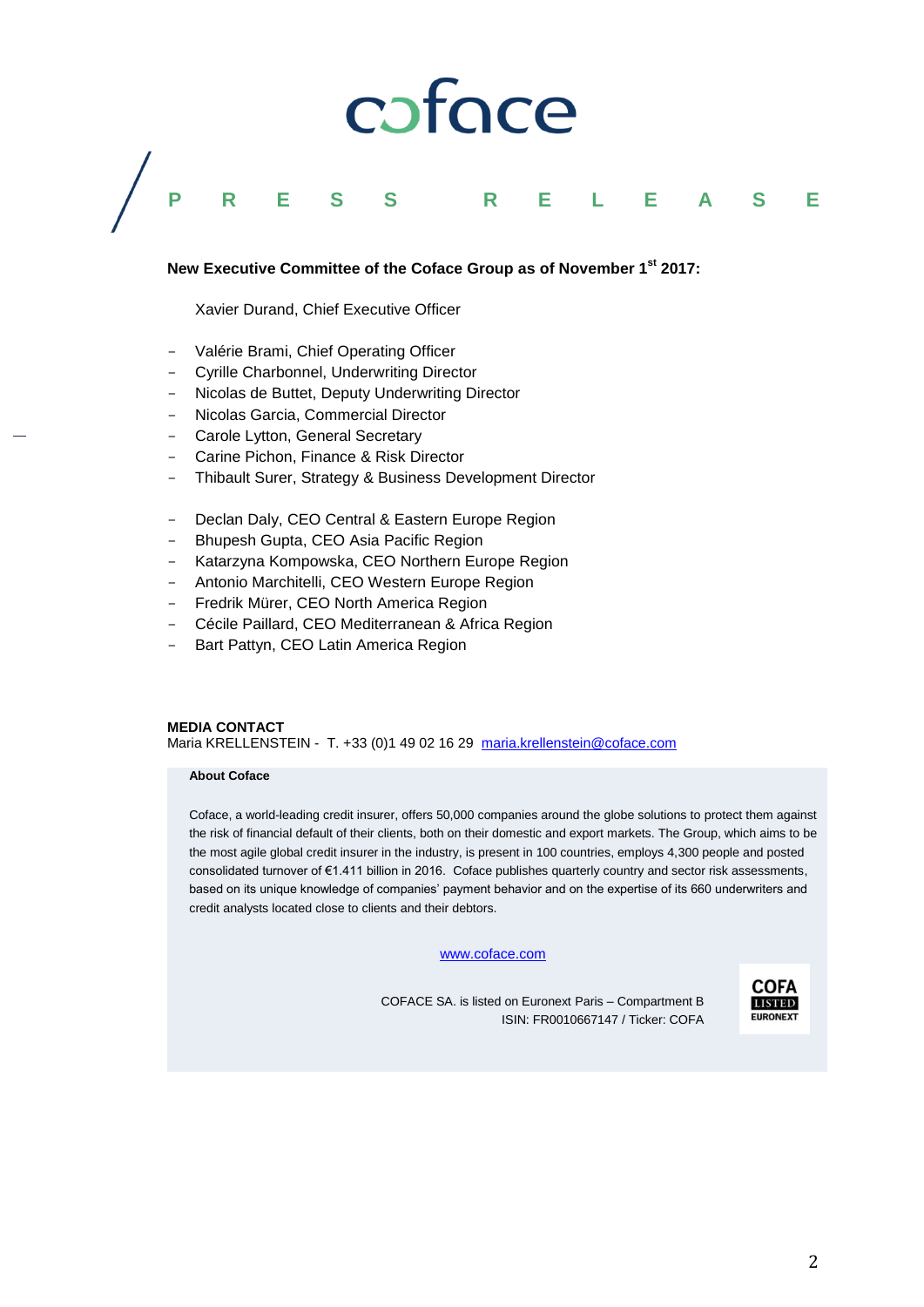coface

# PRESS RELEASE

**New Executive Committee of the Coface Group as of November 1st 2017:**

Xavier Durand, Chief Executive Officer

- Valérie Brami, Chief Operating Officer
- Cyrille Charbonnel, Underwriting Director
- Nicolas de Buttet, Deputy Underwriting Director
- Nicolas Garcia, Commercial Director
- Carole Lytton, General Secretary
- Carine Pichon, Finance & Risk Director
- Thibault Surer, Strategy & Business Development Director

- Declan Daly, CEO Central & Eastern Europe Region
- Bhupesh Gupta, CEO Asia Pacific Region
- Katarzyna Kompowska, CEO Northern Europe Region
- Antonio Marchitelli, CEO Western Europe Region
- Fredrik Mürer, CEO North America Region
- Cécile Paillard, CEO Mediterranean & Africa Region
- Bart Pattyn, CEO Latin America Region

**MEDIA CONTACT**
Maria KRELLENSTEIN - T. +33 (0)1 49 02 16 29 maria.krellenstein@coface.com

**About Coface**

Coface, a world-leading credit insurer, offers 50,000 companies around the globe solutions to protect them against the risk of financial default of their clients, both on their domestic and export markets. The Group, which aims to be the most agile global credit insurer in the industry, is present in 100 countries, employs 4,300 people and posted consolidated turnover of €1.411 billion in 2016. Coface publishes quarterly country and sector risk assessments, based on its unique knowledge of companies' payment behavior and on the expertise of its 660 underwriters and credit analysts located close to clients and their debtors.

www.coface.com

COFACE SA. is listed on Euronext Paris – Compartment B
ISIN: FR0010667147 / Ticker: COFA

COFA LISTED EURONEXT